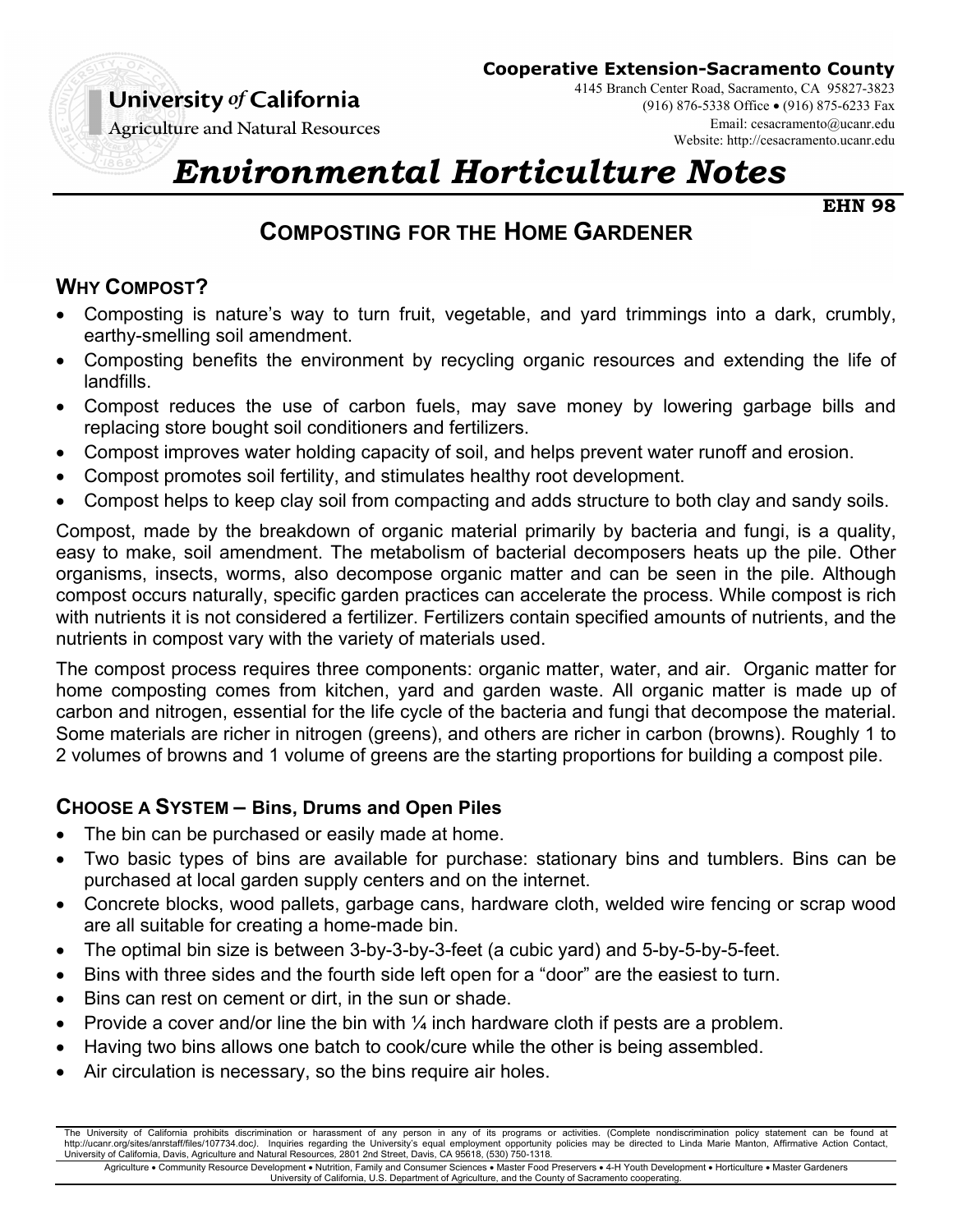University *of* California
Agriculture and Natural Resources

**Cooperative Extension-Sacramento County**
4145 Branch Center Road, Sacramento, CA 95827-3823
(916) 876-5338 Office • (916) 875-6233 Fax
Email: cesacramento@ucanr.edu
Website: http://cesacramento.ucanr.edu

# *Environmental Horticulture Notes*

**EHN 98**

## COMPOSTING FOR THE HOME GARDENER

### WHY COMPOST?

- Composting is nature's way to turn fruit, vegetable, and yard trimmings into a dark, crumbly, earthy-smelling soil amendment.
- Composting benefits the environment by recycling organic resources and extending the life of landfills.
- Compost reduces the use of carbon fuels, may save money by lowering garbage bills and replacing store bought soil conditioners and fertilizers.
- Compost improves water holding capacity of soil, and helps prevent water runoff and erosion.
- Compost promotes soil fertility, and stimulates healthy root development.
- Compost helps to keep clay soil from compacting and adds structure to both clay and sandy soils.

Compost, made by the breakdown of organic material primarily by bacteria and fungi, is a quality, easy to make, soil amendment. The metabolism of bacterial decomposers heats up the pile. Other organisms, insects, worms, also decompose organic matter and can be seen in the pile. Although compost occurs naturally, specific garden practices can accelerate the process. While compost is rich with nutrients it is not considered a fertilizer. Fertilizers contain specified amounts of nutrients, and the nutrients in compost vary with the variety of materials used.

The compost process requires three components: organic matter, water, and air. Organic matter for home composting comes from kitchen, yard and garden waste. All organic matter is made up of carbon and nitrogen, essential for the life cycle of the bacteria and fungi that decompose the material. Some materials are richer in nitrogen (greens), and others are richer in carbon (browns). Roughly 1 to 2 volumes of browns and 1 volume of greens are the starting proportions for building a compost pile.

### CHOOSE A SYSTEM – Bins, Drums and Open Piles

- The bin can be purchased or easily made at home.
- Two basic types of bins are available for purchase: stationary bins and tumblers. Bins can be purchased at local garden supply centers and on the internet.
- Concrete blocks, wood pallets, garbage cans, hardware cloth, welded wire fencing or scrap wood are all suitable for creating a home-made bin.
- The optimal bin size is between 3-by-3-by-3-feet (a cubic yard) and 5-by-5-by-5-feet.
- Bins with three sides and the fourth side left open for a "door" are the easiest to turn.
- Bins can rest on cement or dirt, in the sun or shade.
- Provide a cover and/or line the bin with ¼ inch hardware cloth if pests are a problem.
- Having two bins allows one batch to cook/cure while the other is being assembled.
- Air circulation is necessary, so the bins require air holes.

The University of California prohibits discrimination or harassment of any person in any of its programs or activities. (Complete nondiscrimination policy statement can be found at http://ucanr.org/sites/anrstaff/files/107734.doc). Inquiries regarding the University's equal employment opportunity policies may be directed to Linda Marie Manton, Affirmative Action Contact, University of California, Davis, Agriculture and Natural Resources, 2801 2nd Street, Davis, CA 95618, (530) 750-1318.

Agriculture • Community Resource Development • Nutrition, Family and Consumer Sciences • Master Food Preservers • 4-H Youth Development • Horticulture • Master Gardeners
University of California, U.S. Department of Agriculture, and the County of Sacramento cooperating.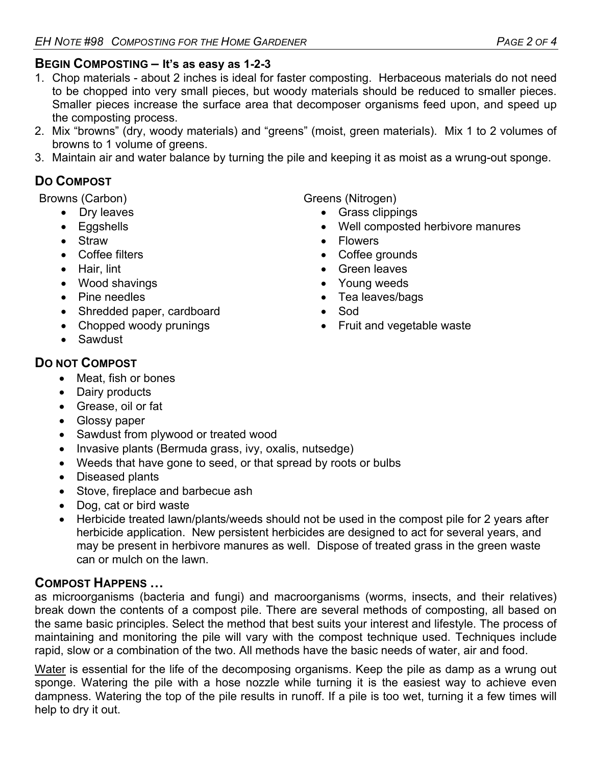## BEGIN COMPOSTING – It's as easy as 1-2-3

1. Chop materials - about 2 inches is ideal for faster composting. Herbaceous materials do not need to be chopped into very small pieces, but woody materials should be reduced to smaller pieces. Smaller pieces increase the surface area that decomposer organisms feed upon, and speed up the composting process.
2. Mix "browns" (dry, woody materials) and "greens" (moist, green materials). Mix 1 to 2 volumes of browns to 1 volume of greens.
3. Maintain air and water balance by turning the pile and keeping it as moist as a wrung-out sponge.

## DO COMPOST

Browns (Carbon)

- Dry leaves
- Eggshells
- Straw
- Coffee filters
- Hair, lint
- Wood shavings
- Pine needles
- Shredded paper, cardboard
- Chopped woody prunings
- Sawdust

Greens (Nitrogen)

- Grass clippings
- Well composted herbivore manures
- Flowers
- Coffee grounds
- Green leaves
- Young weeds
- Tea leaves/bags
- Sod
- Fruit and vegetable waste

## DO NOT COMPOST

- Meat, fish or bones
- Dairy products
- Grease, oil or fat
- Glossy paper
- Sawdust from plywood or treated wood
- Invasive plants (Bermuda grass, ivy, oxalis, nutsedge)
- Weeds that have gone to seed, or that spread by roots or bulbs
- Diseased plants
- Stove, fireplace and barbecue ash
- Dog, cat or bird waste
- Herbicide treated lawn/plants/weeds should not be used in the compost pile for 2 years after herbicide application. New persistent herbicides are designed to act for several years, and may be present in herbivore manures as well. Dispose of treated grass in the green waste can or mulch on the lawn.

## COMPOST HAPPENS …

as microorganisms (bacteria and fungi) and macroorganisms (worms, insects, and their relatives) break down the contents of a compost pile. There are several methods of composting, all based on the same basic principles. Select the method that best suits your interest and lifestyle. The process of maintaining and monitoring the pile will vary with the compost technique used. Techniques include rapid, slow or a combination of the two. All methods have the basic needs of water, air and food.

<u>Water</u> is essential for the life of the decomposing organisms. Keep the pile as damp as a wrung out sponge. Watering the pile with a hose nozzle while turning it is the easiest way to achieve even dampness. Watering the top of the pile results in runoff. If a pile is too wet, turning it a few times will help to dry it out.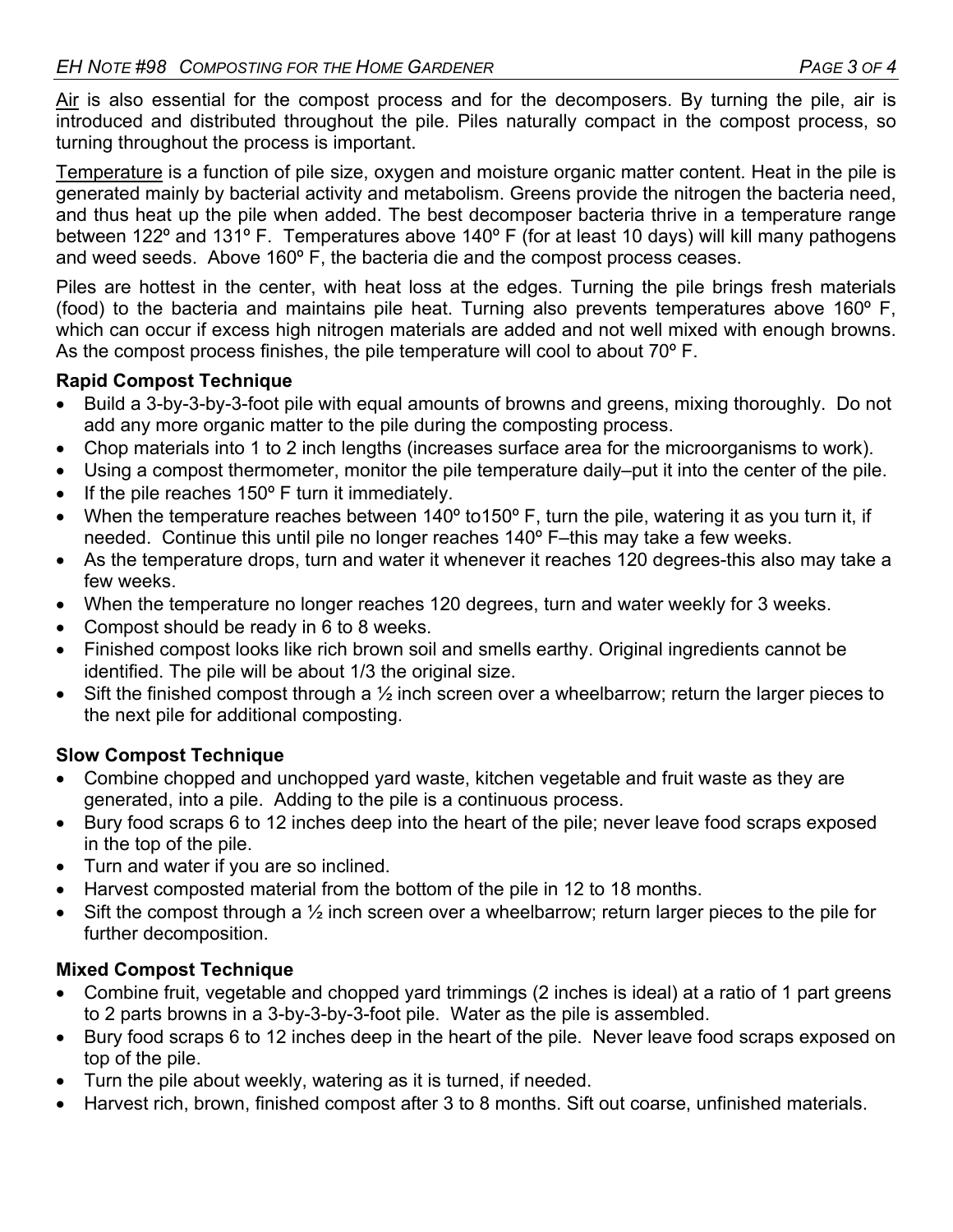<u>Air</u> is also essential for the compost process and for the decomposers. By turning the pile, air is introduced and distributed throughout the pile. Piles naturally compact in the compost process, so turning throughout the process is important.

<u>Temperature</u> is a function of pile size, oxygen and moisture organic matter content. Heat in the pile is generated mainly by bacterial activity and metabolism. Greens provide the nitrogen the bacteria need, and thus heat up the pile when added. The best decomposer bacteria thrive in a temperature range between 122º and 131º F. Temperatures above 140º F (for at least 10 days) will kill many pathogens and weed seeds. Above 160º F, the bacteria die and the compost process ceases.

Piles are hottest in the center, with heat loss at the edges. Turning the pile brings fresh materials (food) to the bacteria and maintains pile heat. Turning also prevents temperatures above 160º F, which can occur if excess high nitrogen materials are added and not well mixed with enough browns. As the compost process finishes, the pile temperature will cool to about 70º F.

**Rapid Compost Technique**

- Build a 3-by-3-by-3-foot pile with equal amounts of browns and greens, mixing thoroughly. Do not add any more organic matter to the pile during the composting process.
- Chop materials into 1 to 2 inch lengths (increases surface area for the microorganisms to work).
- Using a compost thermometer, monitor the pile temperature daily–put it into the center of the pile.
- If the pile reaches 150º F turn it immediately.
- When the temperature reaches between 140º to150º F, turn the pile, watering it as you turn it, if needed. Continue this until pile no longer reaches 140º F–this may take a few weeks.
- As the temperature drops, turn and water it whenever it reaches 120 degrees-this also may take a few weeks.
- When the temperature no longer reaches 120 degrees, turn and water weekly for 3 weeks.
- Compost should be ready in 6 to 8 weeks.
- Finished compost looks like rich brown soil and smells earthy. Original ingredients cannot be identified. The pile will be about 1/3 the original size.
- Sift the finished compost through a ½ inch screen over a wheelbarrow; return the larger pieces to the next pile for additional composting.

**Slow Compost Technique**

- Combine chopped and unchopped yard waste, kitchen vegetable and fruit waste as they are generated, into a pile. Adding to the pile is a continuous process.
- Bury food scraps 6 to 12 inches deep into the heart of the pile; never leave food scraps exposed in the top of the pile.
- Turn and water if you are so inclined.
- Harvest composted material from the bottom of the pile in 12 to 18 months.
- Sift the compost through a ½ inch screen over a wheelbarrow; return larger pieces to the pile for further decomposition.

**Mixed Compost Technique**

- Combine fruit, vegetable and chopped yard trimmings (2 inches is ideal) at a ratio of 1 part greens to 2 parts browns in a 3-by-3-by-3-foot pile. Water as the pile is assembled.
- Bury food scraps 6 to 12 inches deep in the heart of the pile. Never leave food scraps exposed on top of the pile.
- Turn the pile about weekly, watering as it is turned, if needed.
- Harvest rich, brown, finished compost after 3 to 8 months. Sift out coarse, unfinished materials.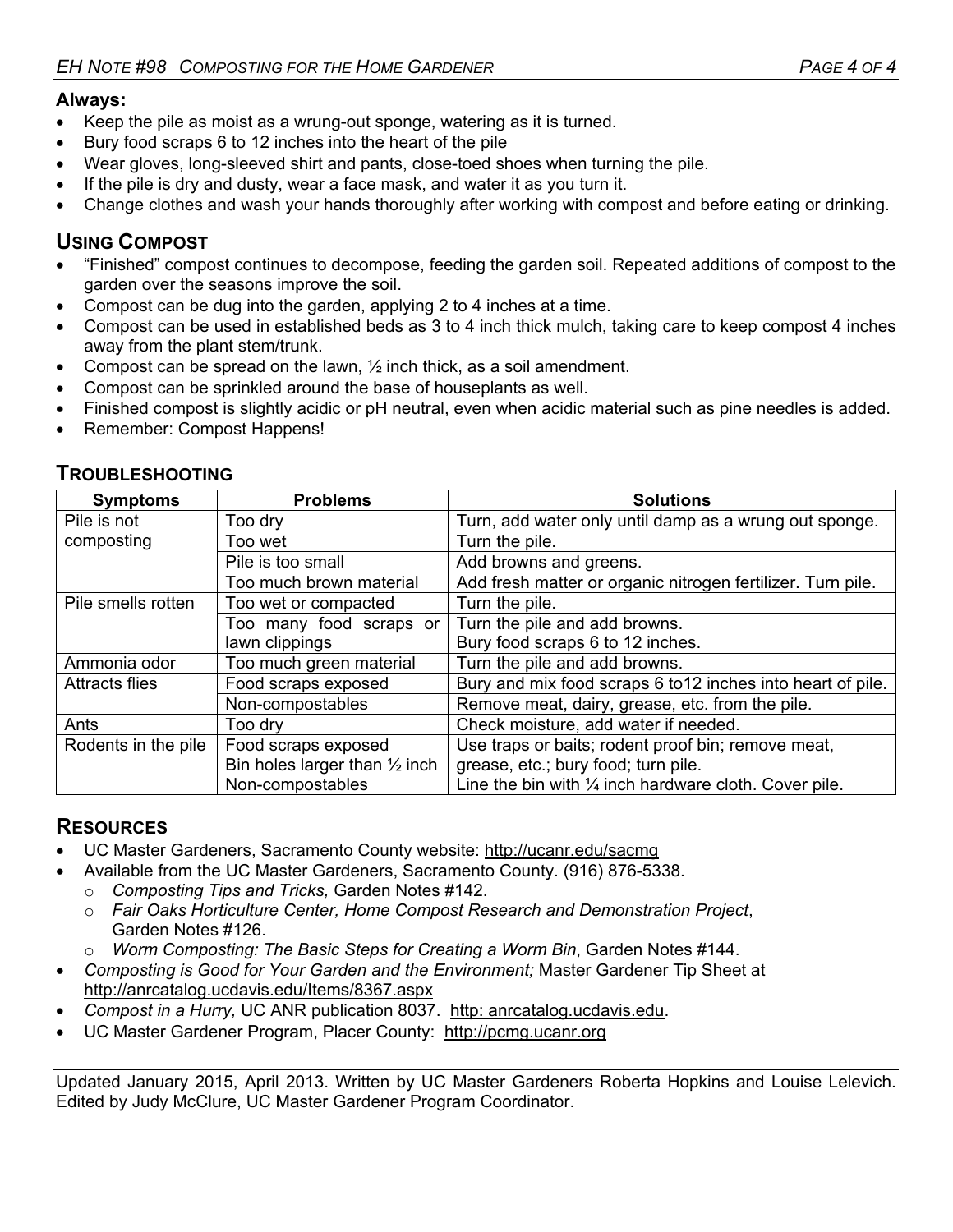**Always:**

- Keep the pile as moist as a wrung-out sponge, watering as it is turned.
- Bury food scraps 6 to 12 inches into the heart of the pile
- Wear gloves, long-sleeved shirt and pants, close-toed shoes when turning the pile.
- If the pile is dry and dusty, wear a face mask, and water it as you turn it.
- Change clothes and wash your hands thoroughly after working with compost and before eating or drinking.

## USING COMPOST

- "Finished" compost continues to decompose, feeding the garden soil. Repeated additions of compost to the garden over the seasons improve the soil.
- Compost can be dug into the garden, applying 2 to 4 inches at a time.
- Compost can be used in established beds as 3 to 4 inch thick mulch, taking care to keep compost 4 inches away from the plant stem/trunk.
- Compost can be spread on the lawn, ½ inch thick, as a soil amendment.
- Compost can be sprinkled around the base of houseplants as well.
- Finished compost is slightly acidic or pH neutral, even when acidic material such as pine needles is added.
- Remember: Compost Happens!

## TROUBLESHOOTING

| Symptoms | Problems | Solutions |
|---|---|---|
| Pile is not composting | Too dry | Turn, add water only until damp as a wrung out sponge. |
| | Too wet | Turn the pile. |
| | Pile is too small | Add browns and greens. |
| | Too much brown material | Add fresh matter or organic nitrogen fertilizer. Turn pile. |
| Pile smells rotten | Too wet or compacted | Turn the pile. |
| | Too many food scraps or lawn clippings | Turn the pile and add browns. Bury food scraps 6 to 12 inches. |
| Ammonia odor | Too much green material | Turn the pile and add browns. |
| Attracts flies | Food scraps exposed | Bury and mix food scraps 6 to12 inches into heart of pile. |
| | Non-compostables | Remove meat, dairy, grease, etc. from the pile. |
| Ants | Too dry | Check moisture, add water if needed. |
| Rodents in the pile | Food scraps exposed<br>Bin holes larger than ½ inch<br>Non-compostables | Use traps or baits; rodent proof bin; remove meat, grease, etc.; bury food; turn pile.<br>Line the bin with ¼ inch hardware cloth. Cover pile. |

## RESOURCES

- UC Master Gardeners, Sacramento County website: http://ucanr.edu/sacmg
- Available from the UC Master Gardeners, Sacramento County. (916) 876-5338.
  - *Composting Tips and Tricks,* Garden Notes #142.
  - *Fair Oaks Horticulture Center, Home Compost Research and Demonstration Project*, Garden Notes #126.
  - *Worm Composting: The Basic Steps for Creating a Worm Bin*, Garden Notes #144.
- *Composting is Good for Your Garden and the Environment;* Master Gardener Tip Sheet at http://anrcatalog.ucdavis.edu/Items/8367.aspx
- *Compost in a Hurry,* UC ANR publication 8037. http: anrcatalog.ucdavis.edu.
- UC Master Gardener Program, Placer County: http://pcmg.ucanr.org

Updated January 2015, April 2013. Written by UC Master Gardeners Roberta Hopkins and Louise Lelevich. Edited by Judy McClure, UC Master Gardener Program Coordinator.